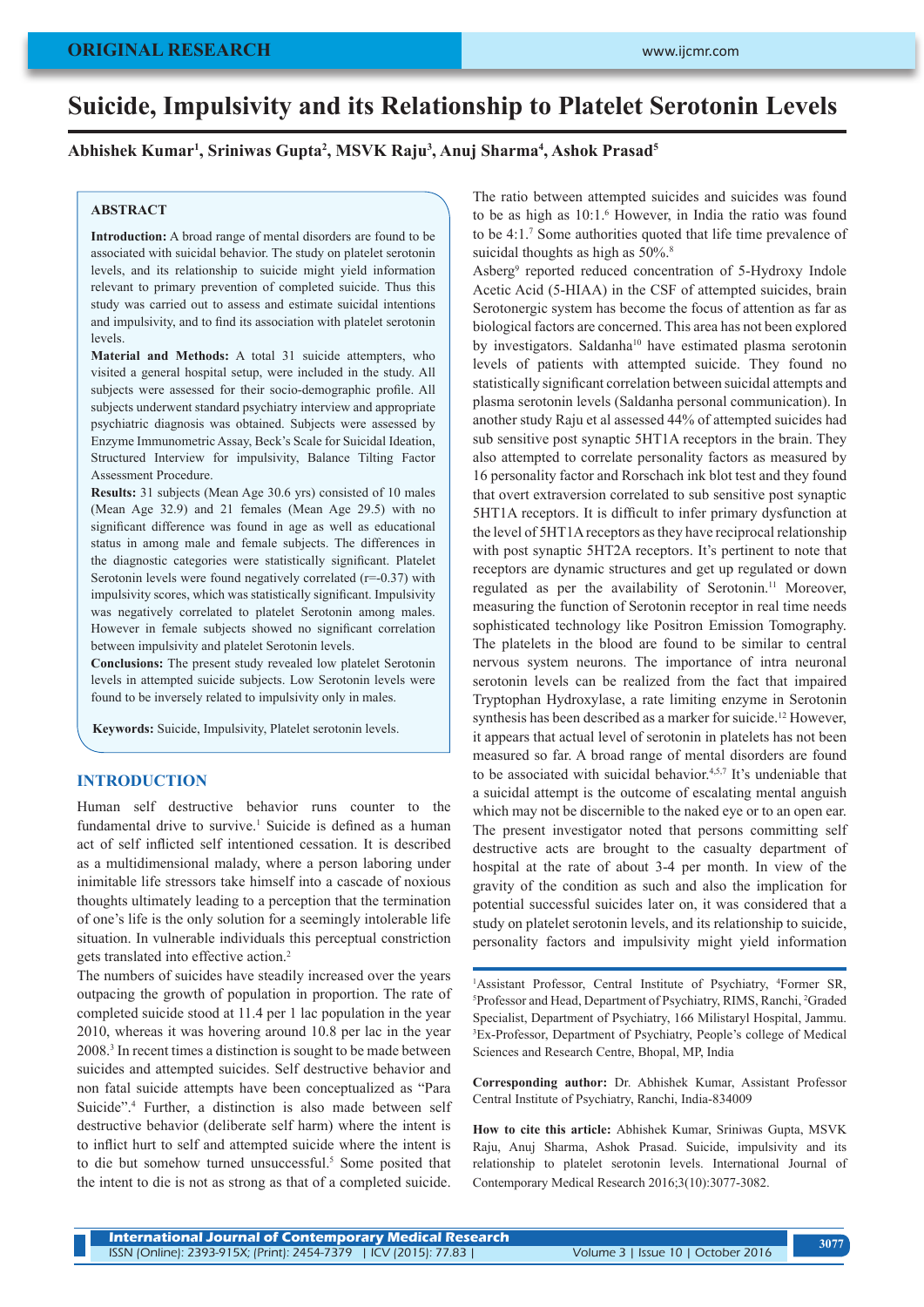ORIGINAL RESEARCH

# Suicide, Impulsivity and its Relationship to Platelet Serotonin Levels

**Abhishek Kumar[1], Sriniwas Gupta[2], MSVK Raju[3], Anuj Sharma[4], Ashok Prasad[5]**

## ABSTRACT

**Introduction:** A broad range of mental disorders are found to be associated with suicidal behavior. The study on platelet serotonin levels, and its relationship to suicide might yield information relevant to primary prevention of completed suicide. Thus this study was carried out to assess and estimate suicidal intentions and impulsivity, and to find its association with platelet serotonin levels.

**Material and Methods:** A total 31 suicide attempters, who visited a general hospital setup, were included in the study. All subjects were assessed for their socio-demographic profile. All subjects underwent standard psychiatry interview and appropriate psychiatric diagnosis was obtained. Subjects were assessed by Enzyme Immunometric Assay, Beck's Scale for Suicidal Ideation, Structured Interview for impulsivity, Balance Tilting Factor Assessment Procedure.

**Results:** 31 subjects (Mean Age 30.6 yrs) consisted of 10 males (Mean Age 32.9) and 21 females (Mean Age 29.5) with no significant difference was found in age as well as educational status in among male and female subjects. The differences in the diagnostic categories were statistically significant. Platelet Serotonin levels were found negatively correlated ($r=-0.37$) with impulsivity scores, which was statistically significant. Impulsivity was negatively correlated to platelet Serotonin among males. However in female subjects showed no significant correlation between impulsivity and platelet Serotonin levels.

**Conclusions:** The present study revealed low platelet Serotonin levels in attempted suicide subjects. Low Serotonin levels were found to be inversely related to impulsivity only in males.

**Keywords:** Suicide, Impulsivity, Platelet serotonin levels.

## INTRODUCTION

Human self destructive behavior runs counter to the fundamental drive to survive.[1] Suicide is defined as a human act of self inflicted self intentioned cessation. It is described as a multidimensional malady, where a person laboring under inimitable life stressors take himself into a cascade of noxious thoughts ultimately leading to a perception that the termination of one's life is the only solution for a seemingly intolerable life situation. In vulnerable individuals this perceptual constriction gets translated into effective action.[2]

The numbers of suicides have steadily increased over the years outpacing the growth of population in proportion. The rate of completed suicide stood at 11.4 per 1 lac population in the year 2010, whereas it was hovering around 10.8 per lac in the year 2008.[3] In recent times a distinction is sought to be made between suicides and attempted suicides. Self destructive behavior and non fatal suicide attempts have been conceptualized as "Para Suicide".[4] Further, a distinction is also made between self destructive behavior (deliberate self harm) where the intent is to inflict hurt to self and attempted suicide where the intent is to die but somehow turned unsuccessful.[5] Some posited that the intent to die is not as strong as that of a completed suicide. The ratio between attempted suicides and suicides was found to be as high as 10:1.[6] However, in India the ratio was found to be 4:1.[7] Some authorities quoted that life time prevalence of suicidal thoughts as high as 50%.[8]

Asberg[9] reported reduced concentration of 5-Hydroxy Indole Acetic Acid (5-HIAA) in the CSF of attempted suicides, brain Serotonergic system has become the focus of attention as far as biological factors are concerned. This area has not been explored by investigators. Saldanha[10] have estimated plasma serotonin levels of patients with attempted suicide. They found no statistically significant correlation between suicidal attempts and plasma serotonin levels (Saldanha personal communication). In another study Raju et al assessed 44% of attempted suicides had sub sensitive post synaptic 5HT1A receptors in the brain. They also attempted to correlate personality factors as measured by 16 personality factor and Rorschach ink blot test and they found that overt extraversion correlated to sub sensitive post synaptic 5HT1A receptors. It is difficult to infer primary dysfunction at the level of 5HT1A receptors as they have reciprocal relationship with post synaptic 5HT2A receptors. It's pertinent to note that receptors are dynamic structures and get up regulated or down regulated as per the availability of Serotonin.[11] Moreover, measuring the function of Serotonin receptor in real time needs sophisticated technology like Positron Emission Tomography. The platelets in the blood are found to be similar to central nervous system neurons. The importance of intra neuronal serotonin levels can be realized from the fact that impaired Tryptophan Hydroxylase, a rate limiting enzyme in Serotonin synthesis has been described as a marker for suicide.[12] However, it appears that actual level of serotonin in platelets has not been measured so far. A broad range of mental disorders are found to be associated with suicidal behavior.[4,5,7] It's undeniable that a suicidal attempt is the outcome of escalating mental anguish which may not be discernible to the naked eye or to an open ear. The present investigator noted that persons committing self destructive acts are brought to the casualty department of hospital at the rate of about 3-4 per month. In view of the gravity of the condition as such and also the implication for potential successful suicides later on, it was considered that a study on platelet serotonin levels, and its relationship to suicide, personality factors and impulsivity might yield information

[1]Assistant Professor, Central Institute of Psychiatry, [4]Former SR, [5]Professor and Head, Department of Psychiatry, RIMS, Ranchi, [2]Graded Specialist, Department of Psychiatry, 166 Militaryl Hospital, Jammu. [3]Ex-Professor, Department of Psychiatry, People's college of Medical Sciences and Research Centre, Bhopal, MP, India

**Corresponding author:** Dr. Abhishek Kumar, Assistant Professor Central Institute of Psychiatry, Ranchi, India-834009

**How to cite this article:** Abhishek Kumar, Sriniwas Gupta, MSVK Raju, Anuj Sharma, Ashok Prasad. Suicide, impulsivity and its relationship to platelet serotonin levels. International Journal of Contemporary Medical Research 2016;3(10):3077-3082.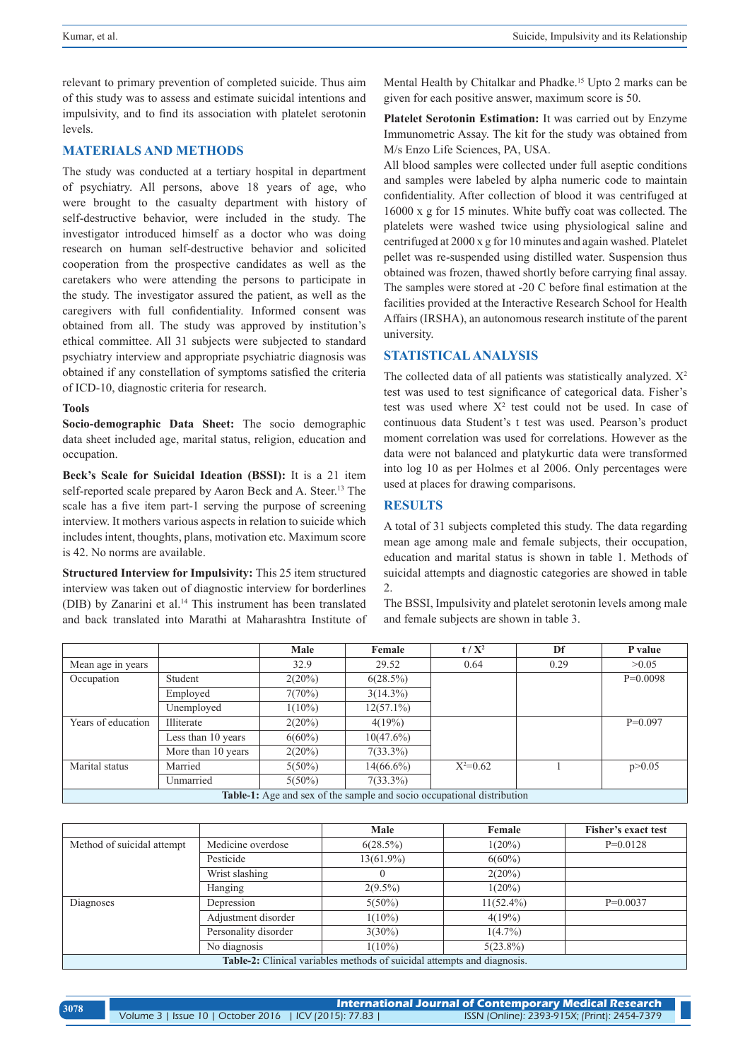relevant to primary prevention of completed suicide. Thus aim of this study was to assess and estimate suicidal intentions and impulsivity, and to find its association with platelet serotonin levels.

## MATERIALS AND METHODS

The study was conducted at a tertiary hospital in department of psychiatry. All persons, above 18 years of age, who were brought to the casualty department with history of self-destructive behavior, were included in the study. The investigator introduced himself as a doctor who was doing research on human self-destructive behavior and solicited cooperation from the prospective candidates as well as the caretakers who were attending the persons to participate in the study. The investigator assured the patient, as well as the caregivers with full confidentiality. Informed consent was obtained from all. The study was approved by institution's ethical committee. All 31 subjects were subjected to standard psychiatry interview and appropriate psychiatric diagnosis was obtained if any constellation of symptoms satisfied the criteria of ICD-10, diagnostic criteria for research.

### Tools

**Socio-demographic Data Sheet:** The socio demographic data sheet included age, marital status, religion, education and occupation.

**Beck's Scale for Suicidal Ideation (BSSI):** It is a 21 item self-reported scale prepared by Aaron Beck and A. Steer.[13] The scale has a five item part-1 serving the purpose of screening interview. It mothers various aspects in relation to suicide which includes intent, thoughts, plans, motivation etc. Maximum score is 42. No norms are available.

**Structured Interview for Impulsivity:** This 25 item structured interview was taken out of diagnostic interview for borderlines (DIB) by Zanarini et al.[14] This instrument has been translated and back translated into Marathi at Maharashtra Institute of Mental Health by Chitalkar and Phadke.[15] Upto 2 marks can be given for each positive answer, maximum score is 50.

**Platelet Serotonin Estimation:** It was carried out by Enzyme Immunometric Assay. The kit for the study was obtained from M/s Enzo Life Sciences, PA, USA.

All blood samples were collected under full aseptic conditions and samples were labeled by alpha numeric code to maintain confidentiality. After collection of blood it was centrifuged at 16000 x g for 15 minutes. White buffy coat was collected. The platelets were washed twice using physiological saline and centrifuged at 2000 x g for 10 minutes and again washed. Platelet pellet was re-suspended using distilled water. Suspension thus obtained was frozen, thawed shortly before carrying final assay. The samples were stored at -20 C before final estimation at the facilities provided at the Interactive Research School for Health Affairs (IRSHA), an autonomous research institute of the parent university.

## STATISTICAL ANALYSIS

The collected data of all patients was statistically analyzed. $X^2$ test was used to test significance of categorical data. Fisher's test was used where $X^2$ test could not be used. In case of continuous data Student's t test was used. Pearson's product moment correlation was used for correlations. However as the data were not balanced and platykurtic data were transformed into log 10 as per Holmes et al 2006. Only percentages were used at places for drawing comparisons.

## RESULTS

A total of 31 subjects completed this study. The data regarding mean age among male and female subjects, their occupation, education and marital status is shown in table 1. Methods of suicidal attempts and diagnostic categories are showed in table 2.

The BSSI, Impulsivity and platelet serotonin levels among male and female subjects are shown in table 3.

| | | Male | Female | t / $X^2$ | Df | P value |
|---|---|---|---|---|---|---|
| Mean age in years | | 32.9 | 29.52 | 0.64 | 0.29 | >0.05 |
| Occupation | Student | 2(20%) | 6(28.5%) | | | P=0.0098 |
| | Employed | 7(70%) | 3(14.3%) | | | |
| | Unemployed | 1(10%) | 12(57.1%) | | | |
| Years of education | Illiterate | 2(20%) | 4(19%) | | | P=0.097 |
| | Less than 10 years | 6(60%) | 10(47.6%) | | | |
| | More than 10 years | 2(20%) | 7(33.3%) | | | |
| Marital status | Married | 5(50%) | 14(66.6%) | $X^2$=0.62 | 1 | p>0.05 |
| | Unmarried | 5(50%) | 7(33.3%) | | | |

**Table-1:** Age and sex of the sample and socio occupational distribution

| | | Male | Female | Fisher's exact test |
|---|---|---|---|---|
| Method of suicidal attempt | Medicine overdose | 6(28.5%) | 1(20%) | P=0.0128 |
| | Pesticide | 13(61.9%) | 6(60%) | |
| | Wrist slashing | 0 | 2(20%) | |
| | Hanging | 2(9.5%) | 1(20%) | |
| Diagnoses | Depression | 5(50%) | 11(52.4%) | P=0.0037 |
| | Adjustment disorder | 1(10%) | 4(19%) | |
| | Personality disorder | 3(30%) | 1(4.7%) | |
| | No diagnosis | 1(10%) | 5(23.8%) | |

**Table-2:** Clinical variables methods of suicidal attempts and diagnosis.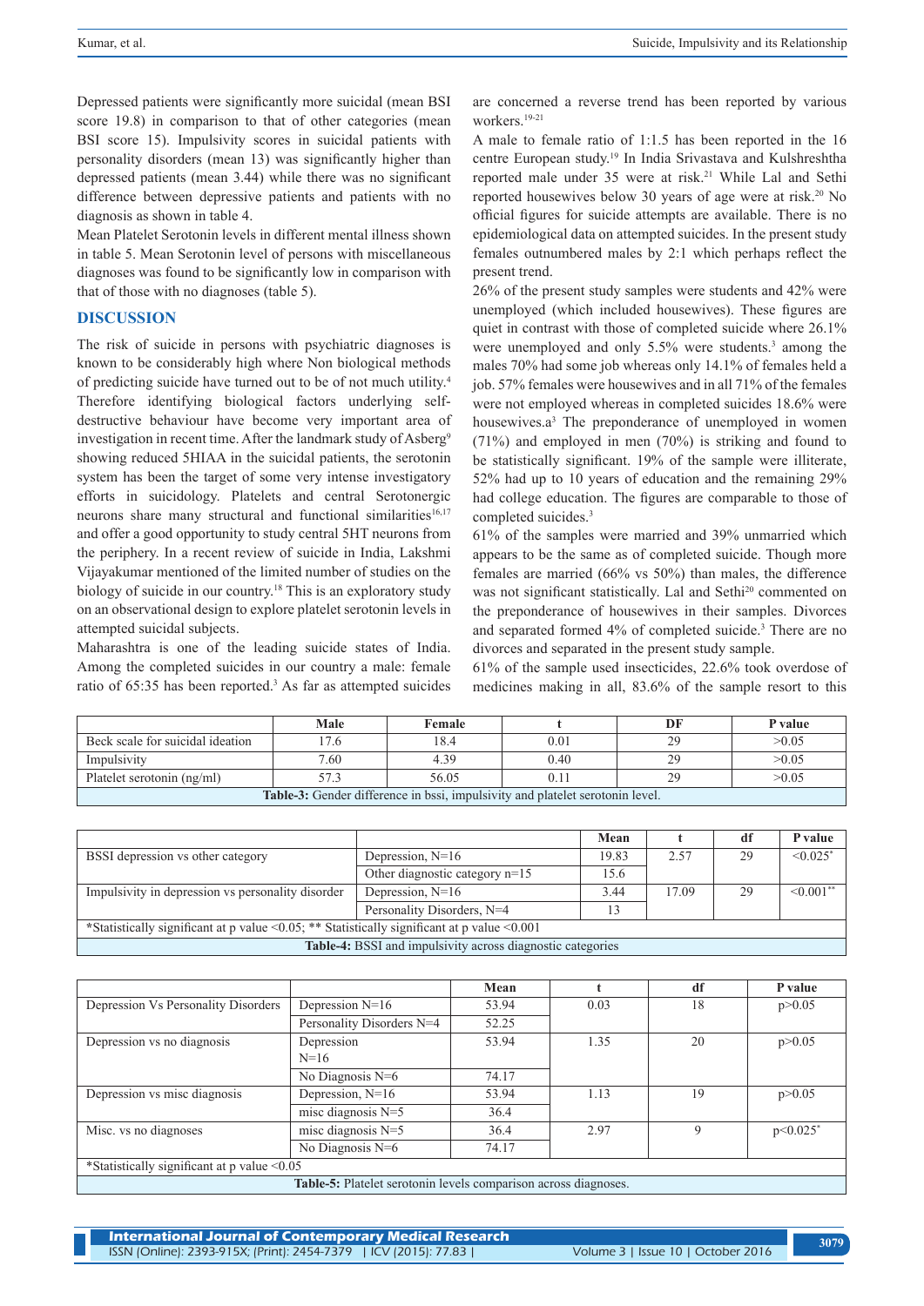Depressed patients were significantly more suicidal (mean BSI score 19.8) in comparison to that of other categories (mean BSI score 15). Impulsivity scores in suicidal patients with personality disorders (mean 13) was significantly higher than depressed patients (mean 3.44) while there was no significant difference between depressive patients and patients with no diagnosis as shown in table 4.

Mean Platelet Serotonin levels in different mental illness shown in table 5. Mean Serotonin level of persons with miscellaneous diagnoses was found to be significantly low in comparison with that of those with no diagnoses (table 5).

## DISCUSSION

The risk of suicide in persons with psychiatric diagnoses is known to be considerably high where Non biological methods of predicting suicide have turned out to be of not much utility.[4] Therefore identifying biological factors underlying self-destructive behaviour have become very important area of investigation in recent time. After the landmark study of Asberg[9] showing reduced 5HIAA in the suicidal patients, the serotonin system has been the target of some very intense investigatory efforts in suicidology. Platelets and central Serotonergic neurons share many structural and functional similarities[16,17] and offer a good opportunity to study central 5HT neurons from the periphery. In a recent review of suicide in India, Lakshmi Vijayakumar mentioned of the limited number of studies on the biology of suicide in our country.[18] This is an exploratory study on an observational design to explore platelet serotonin levels in attempted suicidal subjects.

Maharashtra is one of the leading suicide states of India. Among the completed suicides in our country a male: female ratio of 65:35 has been reported.[3] As far as attempted suicides are concerned a reverse trend has been reported by various workers.[19-21]

A male to female ratio of 1:1.5 has been reported in the 16 centre European study.[19] In India Srivastava and Kulshreshtha reported male under 35 were at risk.[21] While Lal and Sethi reported housewives below 30 years of age were at risk.[20] No official figures for suicide attempts are available. There is no epidemiological data on attempted suicides. In the present study females outnumbered males by 2:1 which perhaps reflect the present trend.

26% of the present study samples were students and 42% were unemployed (which included housewives). These figures are quiet in contrast with those of completed suicide where 26.1% were unemployed and only 5.5% were students.[3] among the males 70% had some job whereas only 14.1% of females held a job. 57% females were housewives and in all 71% of the females were not employed whereas in completed suicides 18.6% were housewives.a[3] The preponderance of unemployed in women (71%) and employed in men (70%) is striking and found to be statistically significant. 19% of the sample were illiterate, 52% had up to 10 years of education and the remaining 29% had college education. The figures are comparable to those of completed suicides.[3]

61% of the samples were married and 39% unmarried which appears to be the same as of completed suicide. Though more females are married (66% vs 50%) than males, the difference was not significant statistically. Lal and Sethi[20] commented on the preponderance of housewives in their samples. Divorces and separated formed 4% of completed suicide.[3] There are no divorces and separated in the present study sample.

61% of the sample used insecticides, 22.6% took overdose of medicines making in all, 83.6% of the sample resort to this

| | Male | Female | t | DF | P value |
|---|---|---|---|---|---|
| Beck scale for suicidal ideation | 17.6 | 18.4 | 0.01 | 29 | >0.05 |
| Impulsivity | 7.60 | 4.39 | 0.40 | 29 | >0.05 |
| Platelet serotonin (ng/ml) | 57.3 | 56.05 | 0.11 | 29 | >0.05 |

**Table-3:** Gender difference in bssi, impulsivity and platelet serotonin level.

| | | Mean | t | df | P value |
|---|---|---|---|---|---|
| BSSI depression vs other category | Depression, N=16 | 19.83 | 2.57 | 29 | <0.025* |
| | Other diagnostic category n=15 | 15.6 | | | |
| Impulsivity in depression vs personality disorder | Depression, N=16 | 3.44 | 17.09 | 29 | <0.001** |
| | Personality Disorders, N=4 | 13 | | | |

*Statistically significant at p value <0.05; ** Statistically significant at p value <0.001

**Table-4:** BSSI and impulsivity across diagnostic categories

| | | Mean | t | df | P value |
|---|---|---|---|---|---|
| Depression Vs Personality Disorders | Depression N=16 | 53.94 | 0.03 | 18 | p>0.05 |
| | Personality Disorders N=4 | 52.25 | | | |
| Depression vs no diagnosis | Depression N=16 | 53.94 | 1.35 | 20 | p>0.05 |
| | No Diagnosis N=6 | 74.17 | | | |
| Depression vs misc diagnosis | Depression, N=16 | 53.94 | 1.13 | 19 | p>0.05 |
| | misc diagnosis N=5 | 36.4 | | | |
| Misc. vs no diagnoses | misc diagnosis N=5 | 36.4 | 2.97 | 9 | p<0.025* |
| | No Diagnosis N=6 | 74.17 | | | |

*Statistically significant at p value <0.05

**Table-5:** Platelet serotonin levels comparison across diagnoses.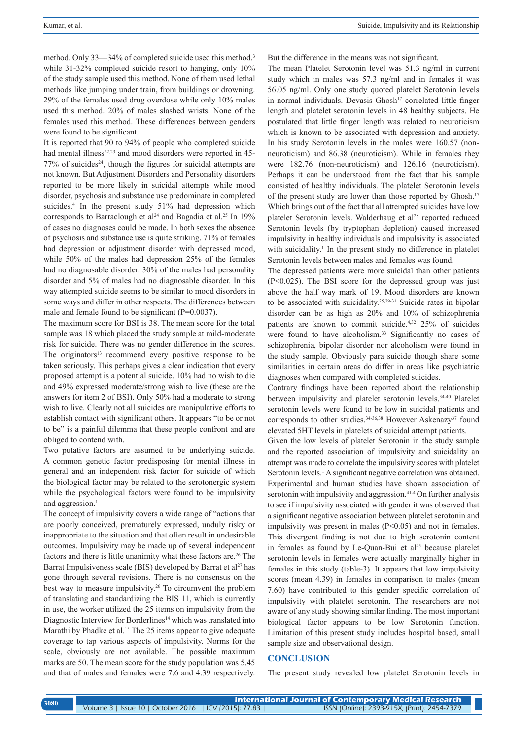method. Only 33—34% of completed suicide used this method.[3] while 31-32% completed suicide resort to hanging, only 10% of the study sample used this method. None of them used lethal methods like jumping under train, from buildings or drowning. 29% of the females used drug overdose while only 10% males used this method. 20% of males slashed wrists. None of the females used this method. These differences between genders were found to be significant.

It is reported that 90 to 94% of people who completed suicide had mental illness[22,23] and mood disorders were reported in 45-77% of suicides[24], though the figures for suicidal attempts are not known. But Adjustment Disorders and Personality disorders reported to be more likely in suicidal attempts while mood disorder, psychosis and substance use predominate in completed suicides.[4] In the present study 51% had depression which corresponds to Barraclough et al[24] and Bagadia et al.[25] In 19% of cases no diagnoses could be made. In both sexes the absence of psychosis and substance use is quite striking. 71% of females had depression or adjustment disorder with depressed mood, while 50% of the males had depression 25% of the females had no diagnosable disorder. 30% of the males had personality disorder and 5% of males had no diagnosable disorder. In this way attempted suicide seems to be similar to mood disorders in some ways and differ in other respects. The differences between male and female found to be significant (P=0.0037).

The maximum score for BSI is 38. The mean score for the total sample was 18 which placed the study sample at mild-moderate risk for suicide. There was no gender difference in the scores. The originators[13] recommend every positive response to be taken seriously. This perhaps gives a clear indication that every proposed attempt is a potential suicide. 10% had no wish to die and 49% expressed moderate/strong wish to live (these are the answers for item 2 of BSI). Only 50% had a moderate to strong wish to live. Clearly not all suicides are manipulative efforts to establish contact with significant others. It appears "to be or not to be" is a painful dilemma that these people confront and are obliged to contend with.

Two putative factors are assumed to be underlying suicide. A common genetic factor predisposing for mental illness in general and an independent risk factor for suicide of which the biological factor may be related to the serotonergic system while the psychological factors were found to be impulsivity and aggression.[1]

The concept of impulsivity covers a wide range of "actions that are poorly conceived, prematurely expressed, unduly risky or inappropriate to the situation and that often result in undesirable outcomes. Impulsivity may be made up of several independent factors and there is little unanimity what these factors are.[26] The Barrat Impulsiveness scale (BIS) developed by Barrat et al[27] has gone through several revisions. There is no consensus on the best way to measure impulsivity.[26] To circumvent the problem of translating and standardizing the BIS 11, which is currently in use, the worker utilized the 25 items on impulsivity from the Diagnostic Interview for Borderlines[14] which was translated into Marathi by Phadke et al.[15] The 25 items appear to give adequate coverage to tap various aspects of impulsivity. Norms for the scale, obviously are not available. The possible maximum marks are 50. The mean score for the study population was 5.45 and that of males and females were 7.6 and 4.39 respectively. But the difference in the means was not significant.

The mean Platelet Serotonin level was 51.3 ng/ml in current study which in males was 57.3 ng/ml and in females it was 56.05 ng/ml. Only one study quoted platelet Serotonin levels in normal individuals. Devasis Ghosh[17] correlated little finger length and platelet serotonin levels in 48 healthy subjects. He postulated that little finger length was related to neuroticism which is known to be associated with depression and anxiety. In his study Serotonin levels in the males were 160.57 (non-neuroticism) and 86.38 (neuroticism). While in females they were 182.76 (non-neuroticism) and 126.16 (neuroticism). Perhaps it can be understood from the fact that his sample consisted of healthy individuals. The platelet Serotonin levels of the present study are lower than those reported by Ghosh.[17] Which brings out of the fact that all attempted suicides have low platelet Serotonin levels. Walderhaug et al[28] reported reduced Serotonin levels (by tryptophan depletion) caused increased impulsivity in healthy individuals and impulsivity is associated with suicidality.[1] In the present study no difference in platelet Serotonin levels between males and females was found.

The depressed patients were more suicidal than other patients (P<0.025). The BSI score for the depressed group was just above the half way mark of 19. Mood disorders are known to be associated with suicidality.[25,29-31] Suicide rates in bipolar disorder can be as high as 20% and 10% of schizophrenia patients are known to commit suicide.[4,32] 25% of suicides were found to have alcoholism.[33] Significantly no cases of schizophrenia, bipolar disorder nor alcoholism were found in the study sample. Obviously para suicide though share some similarities in certain areas do differ in areas like psychiatric diagnoses when compared with completed suicides.

Contrary findings have been reported about the relationship between impulsivity and platelet serotonin levels.[34-40] Platelet serotonin levels were found to be low in suicidal patients and corresponds to other studies.[34-36,38] However Askenazy[37] found elevated 5HT levels in platelets of suicidal attempt patients.

Given the low levels of platelet Serotonin in the study sample and the reported association of impulsivity and suicidality an attempt was made to correlate the impulsivity scores with platelet Serotonin levels.[1] A significant negative correlation was obtained. Experimental and human studies have shown association of serotonin with impulsivity and aggression.[41-4] On further analysis to see if impulsivity associated with gender it was observed that a significant negative association between platelet serotonin and impulsivity was present in males (P<0.05) and not in females. This divergent finding is not due to high serotonin content in females as found by Le-Quan-Bui et al[45] because platelet serotonin levels in females were actually marginally higher in females in this study (table-3). It appears that low impulsivity scores (mean 4.39) in females in comparison to males (mean 7.60) have contributed to this gender specific correlation of impulsivity with platelet serotonin. The researchers are not aware of any study showing similar finding. The most important biological factor appears to be low Serotonin function. Limitation of this present study includes hospital based, small sample size and observational design.

## CONCLUSION

The present study revealed low platelet Serotonin levels in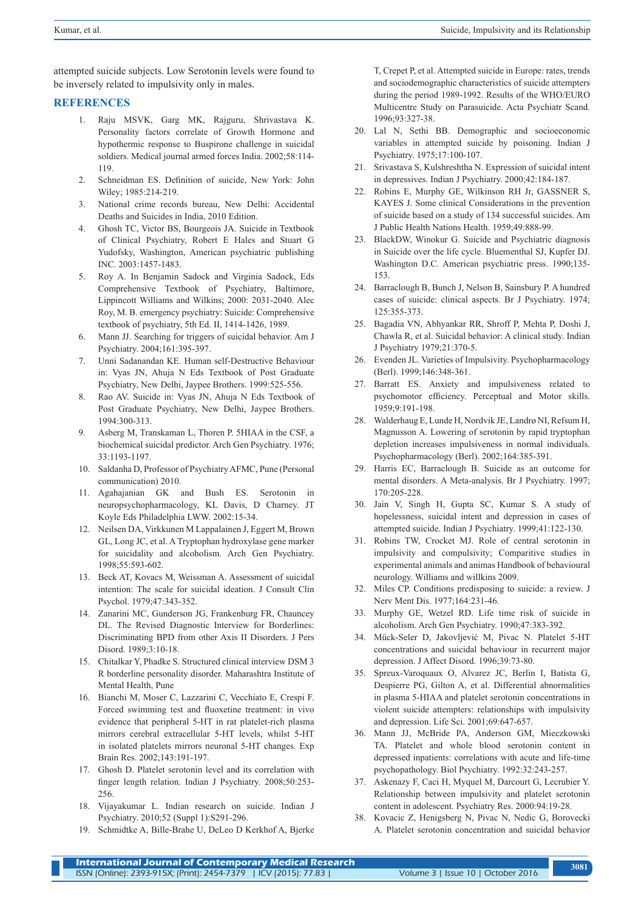attempted suicide subjects. Low Serotonin levels were found to be inversely related to impulsivity only in males.

## REFERENCES

1. Raju MSVK, Garg MK, Rajguru, Shrivastava K. Personality factors correlate of Growth Hormone and hypothermic response to Buspirone challenge in suicidal soldiers. Medical journal armed forces India. 2002;58:114-119.
2. Schneidman ES. Definition of suicide, New York: John Wiley; 1985:214-219.
3. National crime records bureau, New Delhi: Accidental Deaths and Suicides in India, 2010 Edition.
4. Ghosh TC, Victor BS, Bourgeois JA. Suicide in Textbook of Clinical Psychiatry, Robert E Hales and Stuart G Yudofsky, Washington, American psychiatric publishing INC. 2003:1457-1483.
5. Roy A. In Benjamin Sadock and Virginia Sadock, Eds Comprehensive Textbook of Psychiatry, Baltimore, Lippincott Williams and Wilkins; 2000: 2031-2040. Alec Roy, M. B. emergency psychiatry: Suicide: Comprehensive textbook of psychiatry, 5th Ed. II, 1414-1426, 1989.
6. Mann JJ. Searching for triggers of suicidal behavior. Am J Psychiatry. 2004;161:395-397.
7. Unni Sadanandan KE. Human self-Destructive Behaviour in: Vyas JN, Ahuja N Eds Textbook of Post Graduate Psychiatry, New Delhi, Jaypee Brothers. 1999:525-556.
8. Rao AV. Suicide in: Vyas JN, Ahuja N Eds Textbook of Post Graduate Psychiatry, New Delhi, Jaypee Brothers. 1994:300-313.
9. Asberg M, Transkaman L, Thoren P. 5HIAA in the CSF, a biochemical suicidal predictor. Arch Gen Psychiatry. 1976; 33:1193-1197.
10. Saldanha D, Professor of Psychiatry AFMC, Pune (Personal communication) 2010.
11. Agahajanian GK and Bush ES. Serotonin in neuropsychopharmacology, KL Davis, D Charney. JT Koyle Eds Philadelphia LWW. 2002:15-34.
12. Neilsen DA, Virkkunen M Lappalainen J, Eggert M, Brown GL, Long JC, et al. A Tryptophan hydroxylase gene marker for suicidality and alcoholism. Arch Gen Psychiatry. 1998;55:593-602.
13. Beck AT, Kovacs M, Weissman A. Assessment of suicidal intention: The scale for suicidal ideation. J Consult Clin Psychol. 1979;47:343-352.
14. Zanarini MC, Gunderson JG, Frankenburg FR, Chauncey DL. The Revised Diagnostic Interview for Borderlines: Discriminating BPD from other Axis II Disorders. J Pers Disord. 1989;3:10-18.
15. Chitalkar Y, Phadke S. Structured clinical interview DSM 3 R borderline personality disorder. Maharashtra Institute of Mental Health, Pune
16. Bianchi M, Moser C, Lazzarini C, Vecchiato E, Crespi F. Forced swimming test and fluoxetine treatment: in vivo evidence that peripheral 5-HT in rat platelet-rich plasma mirrors cerebral extracellular 5-HT levels, whilst 5-HT in isolated platelets mirrors neuronal 5-HT changes. Exp Brain Res. 2002;143:191-197.
17. Ghosh D. Platelet serotonin level and its correlation with finger length relation. Indian J Psychiatry. 2008;50:253-256.
18. Vijayakumar L. Indian research on suicide. Indian J Psychiatry. 2010;52 (Suppl 1):S291-296.
19. Schmidtke A, Bille-Brahe U, DeLeo D Kerkhof A, Bjerke T, Crepet P, et al. Attempted suicide in Europe: rates, trends and sociodemographic characteristics of suicide attempters during the period 1989-1992. Results of the WHO/EURO Multicentre Study on Parasuicide. Acta Psychiatr Scand. 1996;93:327-38.
20. Lal N, Sethi BB. Demographic and socioeconomic variables in attempted suicide by poisoning. Indian J Psychiatry. 1975;17:100-107.
21. Srivastava S, Kulshreshtha N. Expression of suicidal intent in depressives. Indian J Psychiatry. 2000;42:184-187.
22. Robins E, Murphy GE, Wilkinson RH Jr, GASSNER S, KAYES J. Some clinical Considerations in the prevention of suicide based on a study of 134 successful suicides. Am J Public Health Nations Health. 1959;49:888-99.
23. BlackDW, Winokur G. Suicide and Psychiatric diagnosis in Suicide over the life cycle. Bluementhal SJ, Kupfer DJ. Washington D.C. American psychiatric press. 1990;135-153.
24. Barraclough B, Bunch J, Nelson B, Sainsbury P. A hundred cases of suicide: clinical aspects. Br J Psychiatry. 1974; 125:355-373.
25. Bagadia VN, Abhyankar RR, Shroff P, Mehta P, Doshi J, Chawla R, et al. Suicidal behavior: A clinical study. Indian J Psychiatry 1979;21:370-5.
26. Evenden JL. Varieties of Impulsivity. Psychopharmacology (Berl). 1999;146:348-361.
27. Barratt ES. Anxiety and impulsiveness related to psychomotor efficiency. Perceptual and Motor skills. 1959;9:191-198.
28. Walderhaug E, Lunde H, Nordvik JE, Landrø NI, Refsum H, Magnusson A. Lowering of serotonin by rapid tryptophan depletion increases impulsiveness in normal individuals. Psychopharmacology (Berl). 2002;164:385-391.
29. Harris EC, Barraclough B. Suicide as an outcome for mental disorders. A Meta-analysis. Br J Psychiatry. 1997; 170:205-228.
30. Jain V, Singh H, Gupta SC, Kumar S. A study of hopelessness, suicidal intent and depression in cases of attempted suicide. Indian J Psychiatry. 1999;41:122-130.
31. Robins TW, Crocket MJ. Role of central serotonin in impulsivity and compulsivity; Comparitive studies in experimental animals and animas Handbook of behavioural neurology. Williams and willkins 2009.
32. Miles CP. Conditions predisposing to suicide: a review. J Nerv Ment Dis. 1977;164:231-46.
33. Murphy GE, Wetzel RD. Life time risk of suicide in alcoholism. Arch Gen Psychiatry. 1990;47:383-392.
34. Mück-Seler D, Jakovljević M, Pivac N. Platelet 5-HT concentrations and suicidal behaviour in recurrent major depression. J Affect Disord. 1996;39:73-80.
35. Spreux-Varoquaux O, Alvarez JC, Berlin I, Batista G, Despierre PG, Gilton A, et al. Differential abnormalities in plasma 5-HIAA and platelet serotonin concentrations in violent suicide attempters: relationships with impulsivity and depression. Life Sci. 2001;69:647-657.
36. Mann JJ, McBride PA, Anderson GM, Mieczkowski TA. Platelet and whole blood serotonin content in depressed inpatients: correlations with acute and life-time psychopathology. Biol Psychiatry. 1992:32:243-257.
37. Askenazy F, Caci H, Myquel M, Darcourt G, Lecrubier Y. Relationship between impulsivity and platelet serotonin content in adolescent. Psychiatry Res. 2000:94:19-28.
38. Kovacic Z, Henigsberg N, Pivac N, Nedic G, Borovecki A. Platelet serotonin concentration and suicidal behavior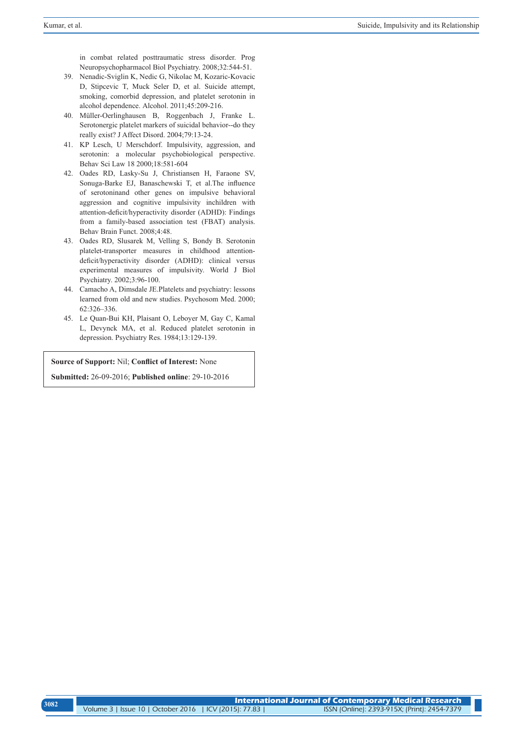in combat related posttraumatic stress disorder. Prog Neuropsychopharmacol Biol Psychiatry. 2008;32:544-51.

39. Nenadic-Sviglin K, Nedic G, Nikolac M, Kozaric-Kovacic D, Stipcevic T, Muck Seler D, et al. Suicide attempt, smoking, comorbid depression, and platelet serotonin in alcohol dependence. Alcohol. 2011;45:209-216.
40. Müller-Oerlinghausen B, Roggenbach J, Franke L. Serotonergic platelet markers of suicidal behavior--do they really exist? J Affect Disord. 2004;79:13-24.
41. KP Lesch, U Merschdorf. Impulsivity, aggression, and serotonin: a molecular psychobiological perspective. Behav Sci Law 18 2000;18:581-604
42. Oades RD, Lasky-Su J, Christiansen H, Faraone SV, Sonuga-Barke EJ, Banaschewski T, et al.The influence of serotoninand other genes on impulsive behavioral aggression and cognitive impulsivity inchildren with attention-deficit/hyperactivity disorder (ADHD): Findings from a family-based association test (FBAT) analysis. Behav Brain Funct. 2008;4:48.
43. Oades RD, Slusarek M, Velling S, Bondy B. Serotonin platelet-transporter measures in childhood attention-deficit/hyperactivity disorder (ADHD): clinical versus experimental measures of impulsivity. World J Biol Psychiatry. 2002;3:96-100.
44. Camacho A, Dimsdale JE.Platelets and psychiatry: lessons learned from old and new studies. Psychosom Med. 2000; 62:326–336.
45. Le Quan-Bui KH, Plaisant O, Leboyer M, Gay C, Kamal L, Devynck MA, et al. Reduced platelet serotonin in depression. Psychiatry Res. 1984;13:129-139.

**Source of Support:** Nil; **Conflict of Interest:** None

**Submitted:** 26-09-2016; **Published online**: 29-10-2016